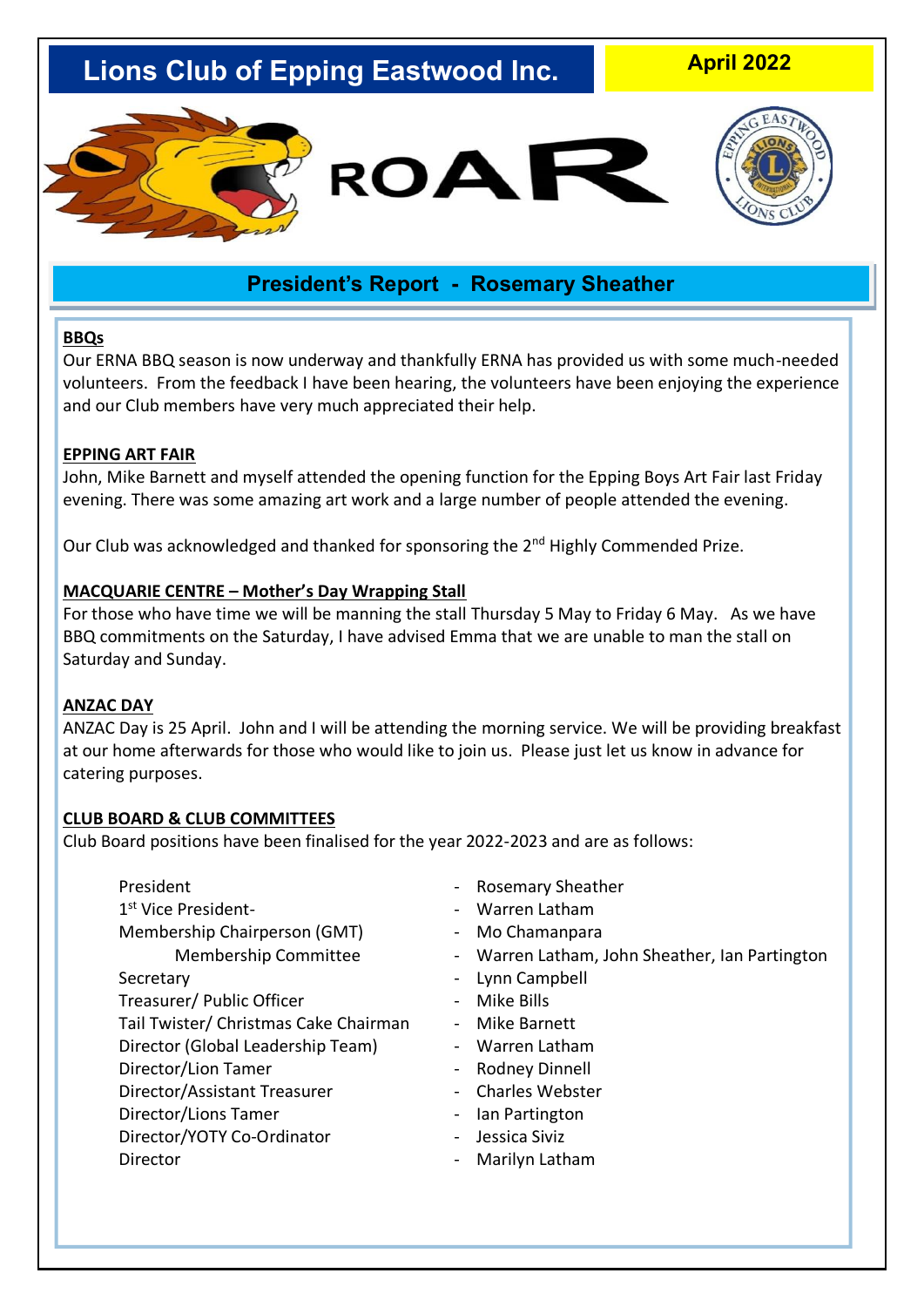# Lions Club of Epping Eastwood Inc.

**April 2022**

ROAR

## President's Report - Rosemary Sheather

**BBQs**

Our ERNA BBQ season is now underway and thankfully ERNA has provided us with some much-needed volunteers. From the feedback I have been hearing, the volunteers have been enjoying the experience and our Club members have very much appreciated their help.

**EPPING ART FAIR**

John, Mike Barnett and myself attended the opening function for the Epping Boys Art Fair last Friday evening. There was some amazing art work and a large number of people attended the evening.

Our Club was acknowledged and thanked for sponsoring the 2nd Highly Commended Prize.

**MACQUARIE CENTRE – Mother's Day Wrapping Stall**

For those who have time we will be manning the stall Thursday 5 May to Friday 6 May. As we have BBQ commitments on the Saturday, I have advised Emma that we are unable to man the stall on Saturday and Sunday.

**ANZAC DAY**

ANZAC Day is 25 April. John and I will be attending the morning service. We will be providing breakfast at our home afterwards for those who would like to join us. Please just let us know in advance for catering purposes.

**CLUB BOARD & CLUB COMMITTEES**

Club Board positions have been finalised for the year 2022-2023 and are as follows:

| Position | Name |
|---|---|
| President | Rosemary Sheather |
| 1st Vice President- | Warren Latham |
| Membership Chairperson (GMT) | Mo Chamanpara |
| Membership Committee | Warren Latham, John Sheather, Ian Partington |
| Secretary | Lynn Campbell |
| Treasurer/ Public Officer | Mike Bills |
| Tail Twister/ Christmas Cake Chairman | Mike Barnett |
| Director (Global Leadership Team) | Warren Latham |
| Director/Lion Tamer | Rodney Dinnell |
| Director/Assistant Treasurer | Charles Webster |
| Director/Lions Tamer | Ian Partington |
| Director/YOTY Co-Ordinator | Jessica Siviz |
| Director | Marilyn Latham |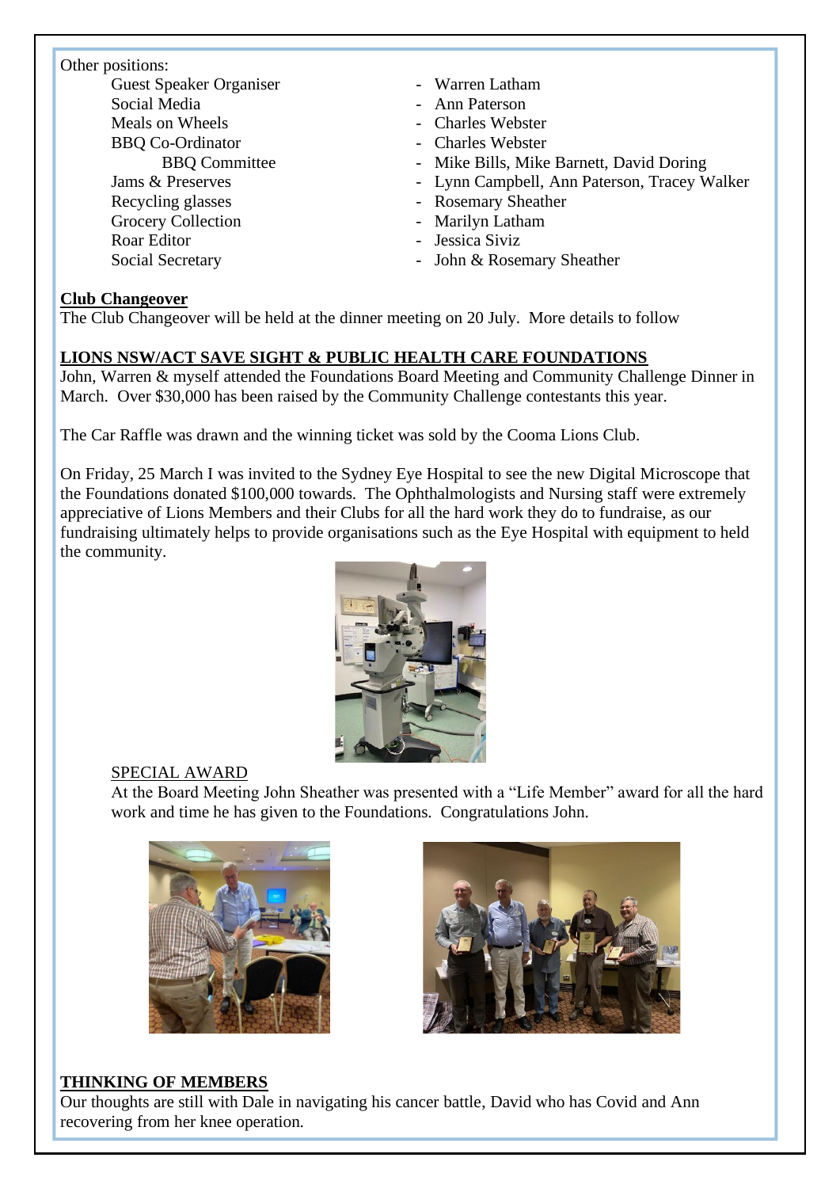Other positions:

| Position | | Name |
|---|---|---|
| Guest Speaker Organiser | - | Warren Latham |
| Social Media | - | Ann Paterson |
| Meals on Wheels | - | Charles Webster |
| BBQ Co-Ordinator | - | Charles Webster |
| BBQ Committee | - | Mike Bills, Mike Barnett, David Doring |
| Jams & Preserves | - | Lynn Campbell, Ann Paterson, Tracey Walker |
| Recycling glasses | - | Rosemary Sheather |
| Grocery Collection | - | Marilyn Latham |
| Roar Editor | - | Jessica Siviz |
| Social Secretary | - | John & Rosemary Sheather |

**Club Changeover**

The Club Changeover will be held at the dinner meeting on 20 July. More details to follow

**LIONS NSW/ACT SAVE SIGHT & PUBLIC HEALTH CARE FOUNDATIONS**

John, Warren & myself attended the Foundations Board Meeting and Community Challenge Dinner in March. Over $30,000 has been raised by the Community Challenge contestants this year.

The Car Raffle was drawn and the winning ticket was sold by the Cooma Lions Club.

On Friday, 25 March I was invited to the Sydney Eye Hospital to see the new Digital Microscope that the Foundations donated $100,000 towards. The Ophthalmologists and Nursing staff were extremely appreciative of Lions Members and their Clubs for all the hard work they do to fundraise, as our fundraising ultimately helps to provide organisations such as the Eye Hospital with equipment to held the community.

SPECIAL AWARD

At the Board Meeting John Sheather was presented with a "Life Member" award for all the hard work and time he has given to the Foundations. Congratulations John.

**THINKING OF MEMBERS**

Our thoughts are still with Dale in navigating his cancer battle, David who has Covid and Ann recovering from her knee operation.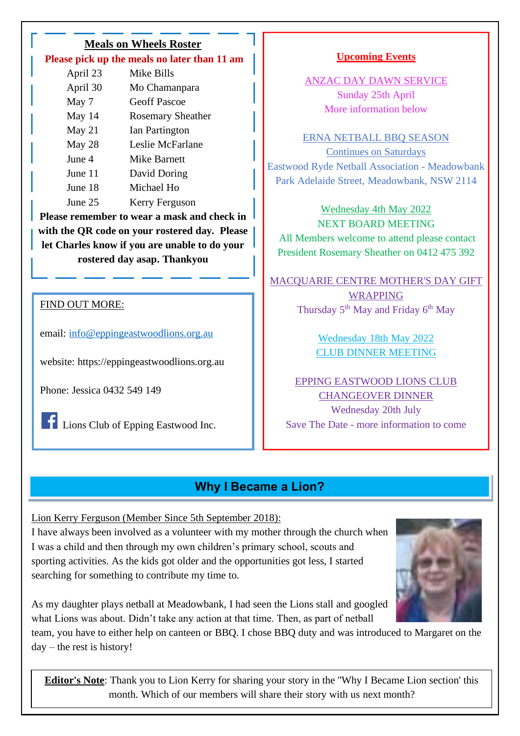## Meals on Wheels Roster

**Please pick up the meals no later than 11 am**

| | |
|---|---|
| April 23 | Mike Bills |
| April 30 | Mo Chamanpara |
| May 7 | Geoff Pascoe |
| May 14 | Rosemary Sheather |
| May 21 | Ian Partington |
| May 28 | Leslie McFarlane |
| June 4 | Mike Barnett |
| June 11 | David Doring |
| June 18 | Michael Ho |
| June 25 | Kerry Ferguson |

**Please remember to wear a mask and check in with the QR code on your rostered day. Please let Charles know if you are unable to do your rostered day asap. Thankyou**

FIND OUT MORE:

email: info@eppingeastwoodlions.org.au

website: https://eppingeastwoodlions.org.au

Phone: Jessica 0432 549 149

Lions Club of Epping Eastwood Inc.

## Upcoming Events

ANZAC DAY DAWN SERVICE
Sunday 25th April
More information below

ERNA NETBALL BBQ SEASON
Continues on Saturdays
Eastwood Ryde Netball Association - Meadowbank Park Adelaide Street, Meadowbank, NSW 2114

Wednesday 4th May 2022
NEXT BOARD MEETING
All Members welcome to attend please contact President Rosemary Sheather on 0412 475 392

MACQUARIE CENTRE MOTHER'S DAY GIFT WRAPPING
Thursday 5th May and Friday 6th May

Wednesday 18th May 2022
CLUB DINNER MEETING

EPPING EASTWOOD LIONS CLUB CHANGEOVER DINNER
Wednesday 20th July
Save The Date - more information to come

## Why I Became a Lion?

Lion Kerry Ferguson (Member Since 5th September 2018):

I have always been involved as a volunteer with my mother through the church when I was a child and then through my own children's primary school, scouts and sporting activities. As the kids got older and the opportunities got less, I started searching for something to contribute my time to.

As my daughter plays netball at Meadowbank, I had seen the Lions stall and googled what Lions was about. Didn't take any action at that time. Then, as part of netball team, you have to either help on canteen or BBQ. I chose BBQ duty and was introduced to Margaret on the day – the rest is history!

**Editor's Note**: Thank you to Lion Kerry for sharing your story in the "Why I Became Lion section' this month. Which of our members will share their story with us next month?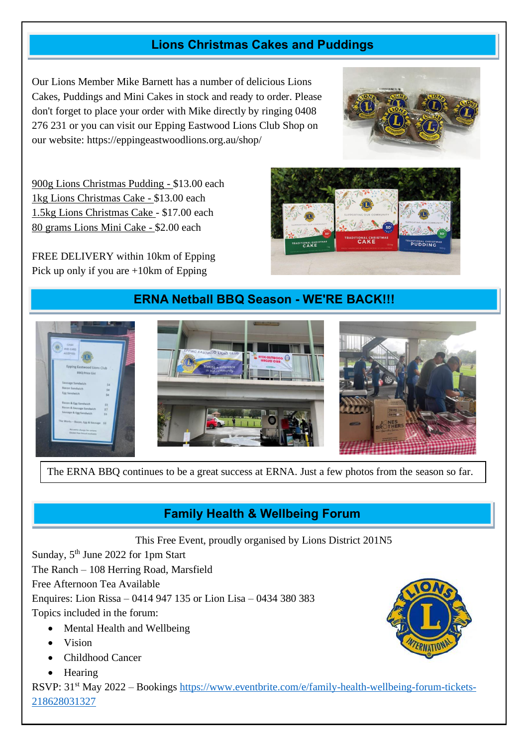## Lions Christmas Cakes and Puddings

Our Lions Member Mike Barnett has a number of delicious Lions Cakes, Puddings and Mini Cakes in stock and ready to order. Please don't forget to place your order with Mike directly by ringing 0408 276 231 or you can visit our Epping Eastwood Lions Club Shop on our website: https://eppingeastwoodlions.org.au/shop/

900g Lions Christmas Pudding - $13.00 each
1kg Lions Christmas Cake - $13.00 each
1.5kg Lions Christmas Cake - $17.00 each
80 grams Lions Mini Cake - $2.00 each

FREE DELIVERY within 10km of Epping
Pick up only if you are +10km of Epping

## ERNA Netball BBQ Season - WE'RE BACK!!!

The ERNA BBQ continues to be a great success at ERNA. Just a few photos from the season so far.

## Family Health & Wellbeing Forum

This Free Event, proudly organised by Lions District 201N5

Sunday, 5th June 2022 for 1pm Start
The Ranch – 108 Herring Road, Marsfield
Free Afternoon Tea Available
Enquires: Lion Rissa – 0414 947 135 or Lion Lisa – 0434 380 383
Topics included in the forum:

- Mental Health and Wellbeing
- Vision
- Childhood Cancer
- Hearing

RSVP: 31st May 2022 – Bookings https://www.eventbrite.com/e/family-health-wellbeing-forum-tickets-218628031327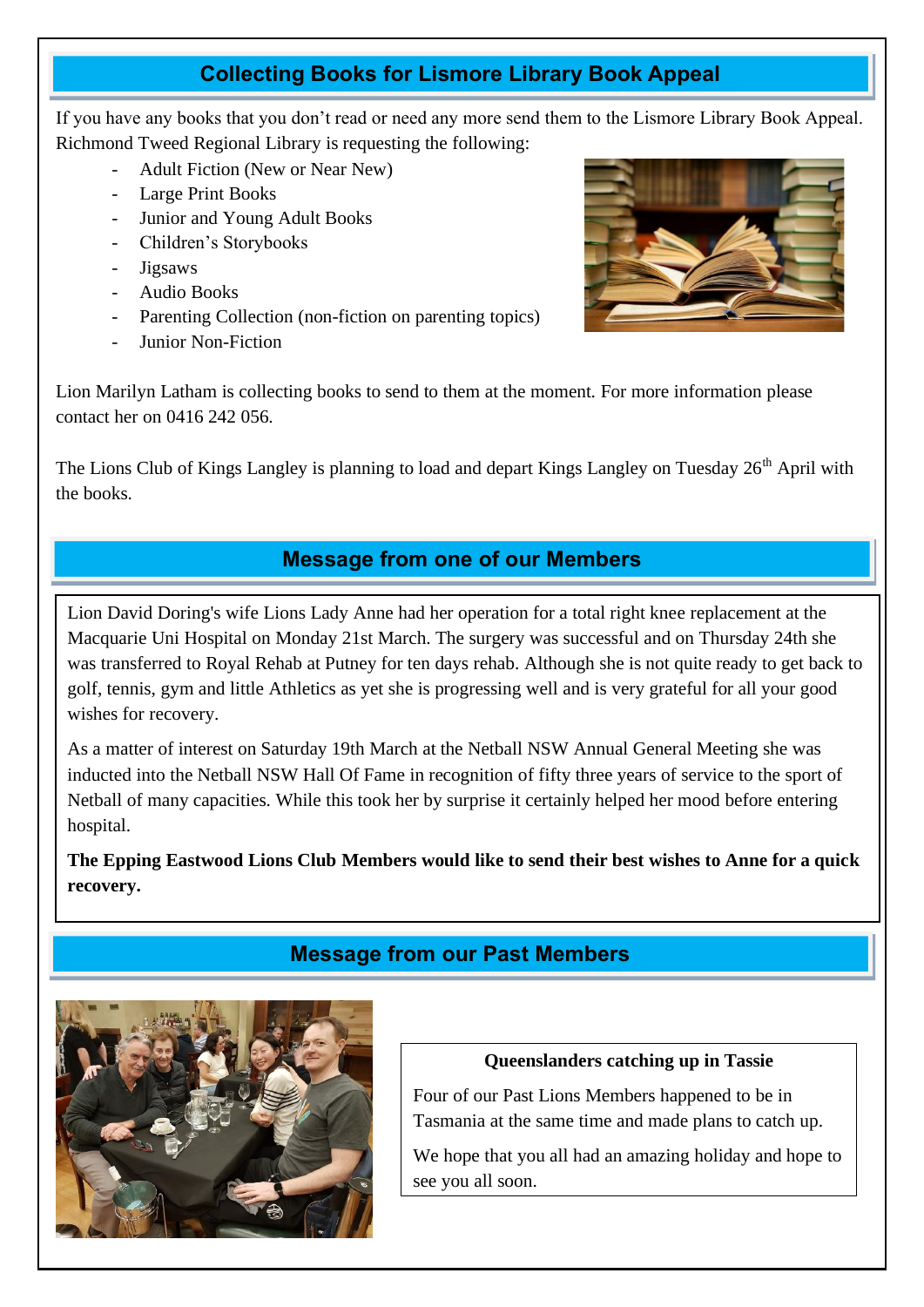## Collecting Books for Lismore Library Book Appeal

If you have any books that you don't read or need any more send them to the Lismore Library Book Appeal. Richmond Tweed Regional Library is requesting the following:

- Adult Fiction (New or Near New)
- Large Print Books
- Junior and Young Adult Books
- Children's Storybooks
- Jigsaws
- Audio Books
- Parenting Collection (non-fiction on parenting topics)
- Junior Non-Fiction

Lion Marilyn Latham is collecting books to send to them at the moment. For more information please contact her on 0416 242 056.

The Lions Club of Kings Langley is planning to load and depart Kings Langley on Tuesday 26th April with the books.

## Message from one of our Members

Lion David Doring's wife Lions Lady Anne had her operation for a total right knee replacement at the Macquarie Uni Hospital on Monday 21st March. The surgery was successful and on Thursday 24th she was transferred to Royal Rehab at Putney for ten days rehab. Although she is not quite ready to get back to golf, tennis, gym and little Athletics as yet she is progressing well and is very grateful for all your good wishes for recovery.

As a matter of interest on Saturday 19th March at the Netball NSW Annual General Meeting she was inducted into the Netball NSW Hall Of Fame in recognition of fifty three years of service to the sport of Netball of many capacities. While this took her by surprise it certainly helped her mood before entering hospital.

**The Epping Eastwood Lions Club Members would like to send their best wishes to Anne for a quick recovery.**

## Message from our Past Members

**Queenslanders catching up in Tassie**

Four of our Past Lions Members happened to be in Tasmania at the same time and made plans to catch up.

We hope that you all had an amazing holiday and hope to see you all soon.